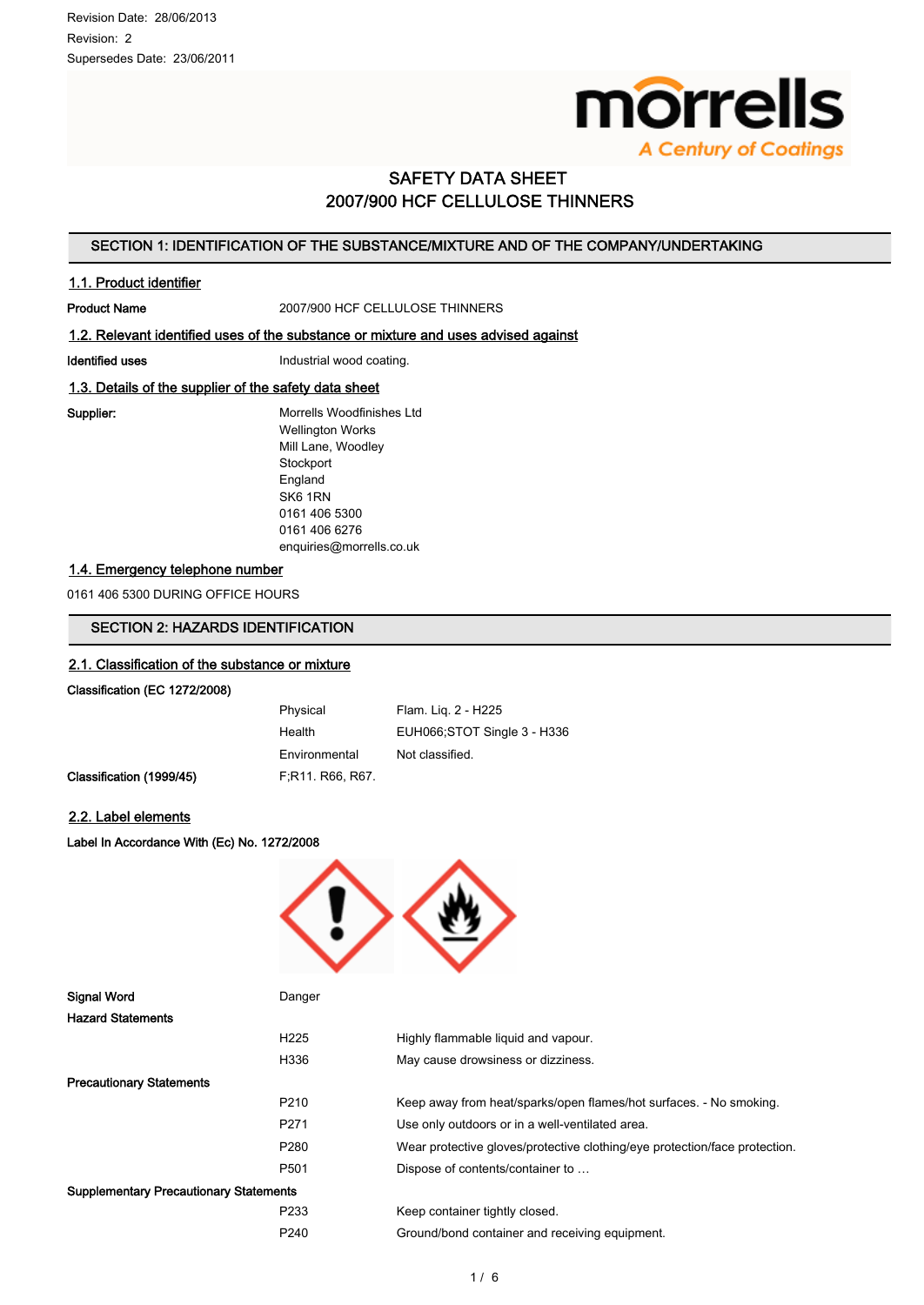Revision Date: 28/06/2013

Revision: 2

Supersedes Date: 23/06/2011

# SAFETY DATA SHEET
# 2007/900 HCF CELLULOSE THINNERS

## SECTION 1: IDENTIFICATION OF THE SUBSTANCE/MIXTURE AND OF THE COMPANY/UNDERTAKING

### 1.1. Product identifier

**Product Name** 2007/900 HCF CELLULOSE THINNERS

### 1.2. Relevant identified uses of the substance or mixture and uses advised against

**Identified uses** Industrial wood coating.

### 1.3. Details of the supplier of the safety data sheet

**Supplier:**
Morrells Woodfinishes Ltd
Wellington Works
Mill Lane, Woodley
Stockport
England
SK6 1RN
0161 406 5300
0161 406 6276
enquiries@morrells.co.uk

### 1.4. Emergency telephone number

0161 406 5300 DURING OFFICE HOURS

## SECTION 2: HAZARDS IDENTIFICATION

### 2.1. Classification of the substance or mixture

**Classification (EC 1272/2008)**

| | | |
|---|---|---|
| | Physical | Flam. Liq. 2 - H225 |
| | Health | EUH066;STOT Single 3 - H336 |
| | Environmental | Not classified. |
| **Classification (1999/45)** | F;R11. R66, R67. | |

### 2.2. Label elements

**Label In Accordance With (Ec) No. 1272/2008**

**Signal Word** Danger

**Hazard Statements**

| | |
|---|---|
| H225 | Highly flammable liquid and vapour. |
| H336 | May cause drowsiness or dizziness. |

**Precautionary Statements**

| | |
|---|---|
| P210 | Keep away from heat/sparks/open flames/hot surfaces. - No smoking. |
| P271 | Use only outdoors or in a well-ventilated area. |
| P280 | Wear protective gloves/protective clothing/eye protection/face protection. |
| P501 | Dispose of contents/container to … |

**Supplementary Precautionary Statements**

| | |
|---|---|
| P233 | Keep container tightly closed. |
| P240 | Ground/bond container and receiving equipment. |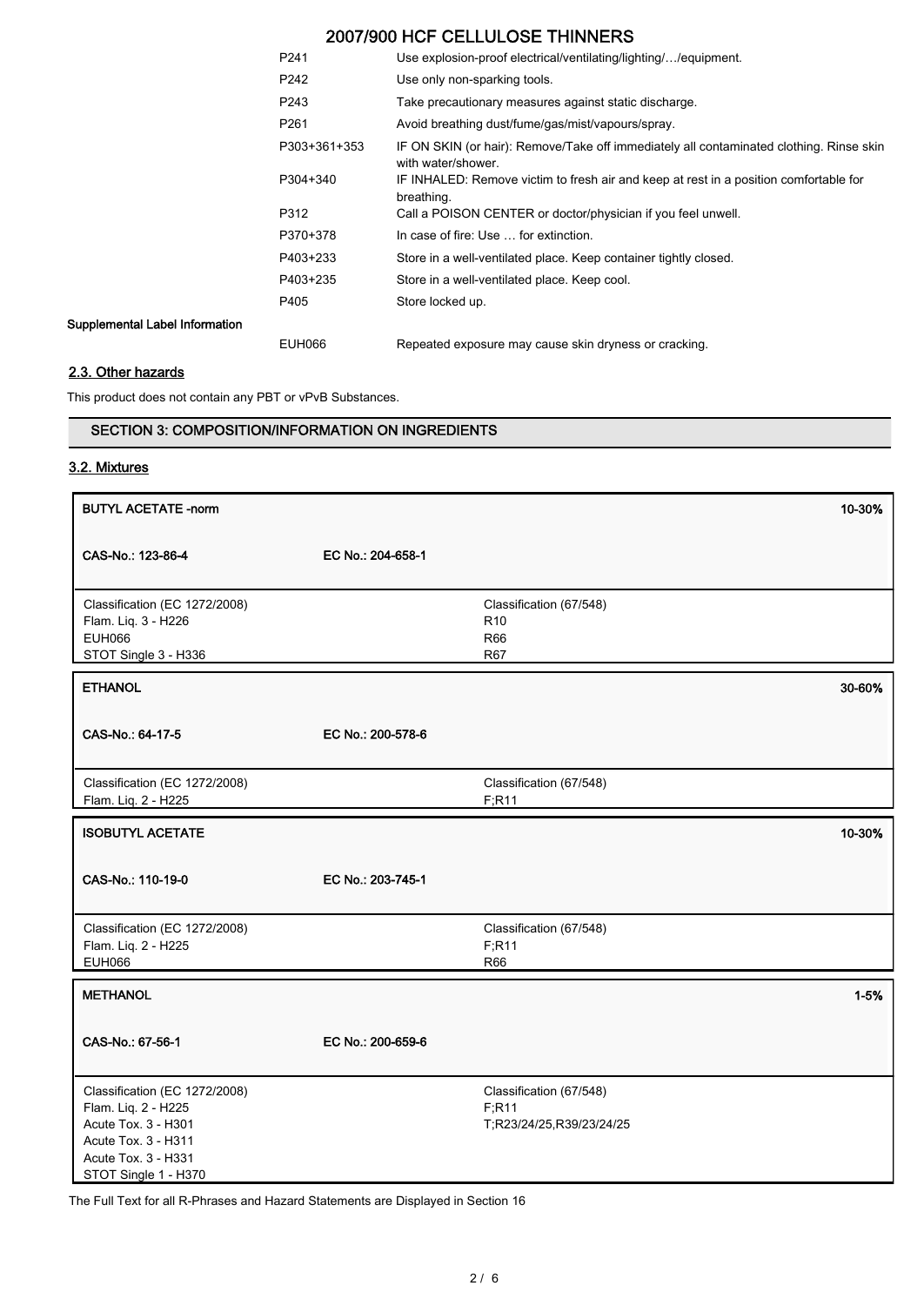| | |
|---|---|
| P241 | Use explosion-proof electrical/ventilating/lighting/…/equipment. |
| P242 | Use only non-sparking tools. |
| P243 | Take precautionary measures against static discharge. |
| P261 | Avoid breathing dust/fume/gas/mist/vapours/spray. |
| P303+361+353 | IF ON SKIN (or hair): Remove/Take off immediately all contaminated clothing. Rinse skin with water/shower. |
| P304+340 | IF INHALED: Remove victim to fresh air and keep at rest in a position comfortable for breathing. |
| P312 | Call a POISON CENTER or doctor/physician if you feel unwell. |
| P370+378 | In case of fire: Use … for extinction. |
| P403+233 | Store in a well-ventilated place. Keep container tightly closed. |
| P403+235 | Store in a well-ventilated place. Keep cool. |
| P405 | Store locked up. |

**Supplemental Label Information**

| | |
|---|---|
| EUH066 | Repeated exposure may cause skin dryness or cracking. |

## 2.3. Other hazards

This product does not contain any PBT or vPvB Substances.

## SECTION 3: COMPOSITION/INFORMATION ON INGREDIENTS

## 3.2. Mixtures

| BUTYL ACETATE -norm | | 10-30% |
|---|---|---|
| CAS-No.: 123-86-4 | EC No.: 204-658-1 | |
| Classification (EC 1272/2008)<br>Flam. Liq. 3 - H226<br>EUH066<br>STOT Single 3 - H336 | Classification (67/548)<br>R10<br>R66<br>R67 | |

| ETHANOL | | 30-60% |
|---|---|---|
| CAS-No.: 64-17-5 | EC No.: 200-578-6 | |
| Classification (EC 1272/2008)<br>Flam. Liq. 2 - H225 | Classification (67/548)<br>F;R11 | |

| ISOBUTYL ACETATE | | 10-30% |
|---|---|---|
| CAS-No.: 110-19-0 | EC No.: 203-745-1 | |
| Classification (EC 1272/2008)<br>Flam. Liq. 2 - H225<br>EUH066 | Classification (67/548)<br>F;R11<br>R66 | |

| METHANOL | | 1-5% |
|---|---|---|
| CAS-No.: 67-56-1 | EC No.: 200-659-6 | |
| Classification (EC 1272/2008)<br>Flam. Liq. 2 - H225<br>Acute Tox. 3 - H301<br>Acute Tox. 3 - H311<br>Acute Tox. 3 - H331<br>STOT Single 1 - H370 | Classification (67/548)<br>F;R11<br>T;R23/24/25,R39/23/24/25 | |

The Full Text for all R-Phrases and Hazard Statements are Displayed in Section 16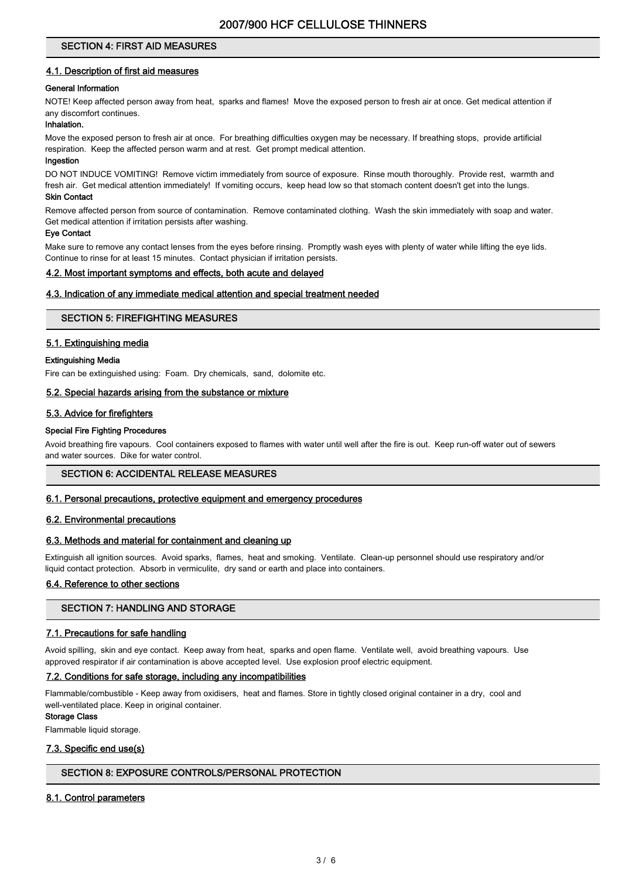## SECTION 4: FIRST AID MEASURES

### 4.1. Description of first aid measures

**General Information**

NOTE! Keep affected person away from heat, sparks and flames! Move the exposed person to fresh air at once. Get medical attention if any discomfort continues.

**Inhalation.**

Move the exposed person to fresh air at once. For breathing difficulties oxygen may be necessary. If breathing stops, provide artificial respiration. Keep the affected person warm and at rest. Get prompt medical attention.

**Ingestion**

DO NOT INDUCE VOMITING! Remove victim immediately from source of exposure. Rinse mouth thoroughly. Provide rest, warmth and fresh air. Get medical attention immediately! If vomiting occurs, keep head low so that stomach content doesn't get into the lungs.

**Skin Contact**

Remove affected person from source of contamination. Remove contaminated clothing. Wash the skin immediately with soap and water. Get medical attention if irritation persists after washing.

**Eye Contact**

Make sure to remove any contact lenses from the eyes before rinsing. Promptly wash eyes with plenty of water while lifting the eye lids. Continue to rinse for at least 15 minutes. Contact physician if irritation persists.

### 4.2. Most important symptoms and effects, both acute and delayed

### 4.3. Indication of any immediate medical attention and special treatment needed

## SECTION 5: FIREFIGHTING MEASURES

### 5.1. Extinguishing media

**Extinguishing Media**

Fire can be extinguished using: Foam. Dry chemicals, sand, dolomite etc.

### 5.2. Special hazards arising from the substance or mixture

### 5.3. Advice for firefighters

**Special Fire Fighting Procedures**

Avoid breathing fire vapours. Cool containers exposed to flames with water until well after the fire is out. Keep run-off water out of sewers and water sources. Dike for water control.

## SECTION 6: ACCIDENTAL RELEASE MEASURES

### 6.1. Personal precautions, protective equipment and emergency procedures

### 6.2. Environmental precautions

### 6.3. Methods and material for containment and cleaning up

Extinguish all ignition sources. Avoid sparks, flames, heat and smoking. Ventilate. Clean-up personnel should use respiratory and/or liquid contact protection. Absorb in vermiculite, dry sand or earth and place into containers.

### 6.4. Reference to other sections

## SECTION 7: HANDLING AND STORAGE

### 7.1. Precautions for safe handling

Avoid spilling, skin and eye contact. Keep away from heat, sparks and open flame. Ventilate well, avoid breathing vapours. Use approved respirator if air contamination is above accepted level. Use explosion proof electric equipment.

### 7.2. Conditions for safe storage, including any incompatibilities

Flammable/combustible - Keep away from oxidisers, heat and flames. Store in tightly closed original container in a dry, cool and well-ventilated place. Keep in original container.

**Storage Class**

Flammable liquid storage.

### 7.3. Specific end use(s)

## SECTION 8: EXPOSURE CONTROLS/PERSONAL PROTECTION

### 8.1. Control parameters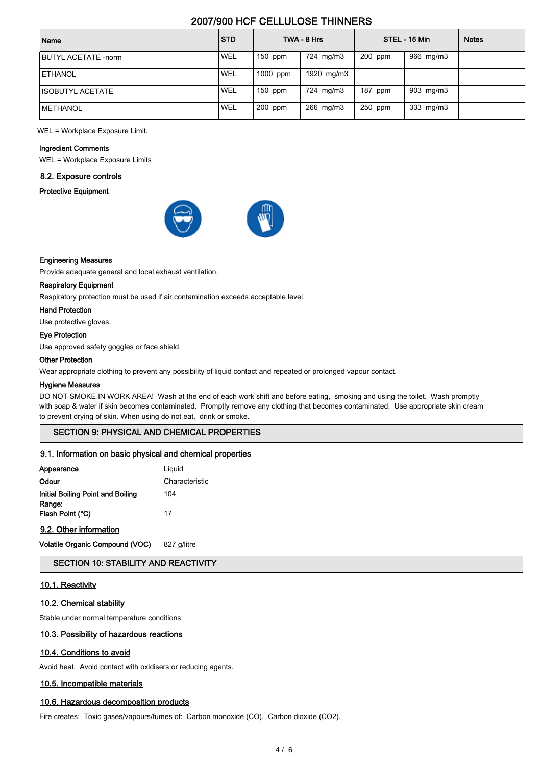## 2007/900 HCF CELLULOSE THINNERS

| Name | STD | TWA - 8 Hrs | | STEL - 15 Min | | Notes |
|---|---|---|---|---|---|---|
| BUTYL ACETATE -norm | WEL | 150 ppm | 724 mg/m3 | 200 ppm | 966 mg/m3 | |
| ETHANOL | WEL | 1000 ppm | 1920 mg/m3 | | | |
| ISOBUTYL ACETATE | WEL | 150 ppm | 724 mg/m3 | 187 ppm | 903 mg/m3 | |
| METHANOL | WEL | 200 ppm | 266 mg/m3 | 250 ppm | 333 mg/m3 | |

WEL = Workplace Exposure Limit.

**Ingredient Comments**

WEL = Workplace Exposure Limits

### 8.2. Exposure controls

**Protective Equipment**

**Engineering Measures**

Provide adequate general and local exhaust ventilation.

**Respiratory Equipment**

Respiratory protection must be used if air contamination exceeds acceptable level.

**Hand Protection**

Use protective gloves.

**Eye Protection**

Use approved safety goggles or face shield.

**Other Protection**

Wear appropriate clothing to prevent any possibility of liquid contact and repeated or prolonged vapour contact.

**Hygiene Measures**

DO NOT SMOKE IN WORK AREA! Wash at the end of each work shift and before eating, smoking and using the toilet. Wash promptly with soap & water if skin becomes contaminated. Promptly remove any clothing that becomes contaminated. Use appropriate skin cream to prevent drying of skin. When using do not eat, drink or smoke.

## SECTION 9: PHYSICAL AND CHEMICAL PROPERTIES

### 9.1. Information on basic physical and chemical properties

| | |
|---|---|
| **Appearance** | Liquid |
| **Odour** | Characteristic |
| **Initial Boiling Point and Boiling Range:** | 104 |
| **Flash Point (°C)** | 17 |

### 9.2. Other information

**Volatile Organic Compound (VOC)** 827 g/litre

## SECTION 10: STABILITY AND REACTIVITY

### 10.1. Reactivity

### 10.2. Chemical stability

Stable under normal temperature conditions.

### 10.3. Possibility of hazardous reactions

### 10.4. Conditions to avoid

Avoid heat. Avoid contact with oxidisers or reducing agents.

### 10.5. Incompatible materials

### 10.6. Hazardous decomposition products

Fire creates: Toxic gases/vapours/fumes of: Carbon monoxide (CO). Carbon dioxide ($CO_2$).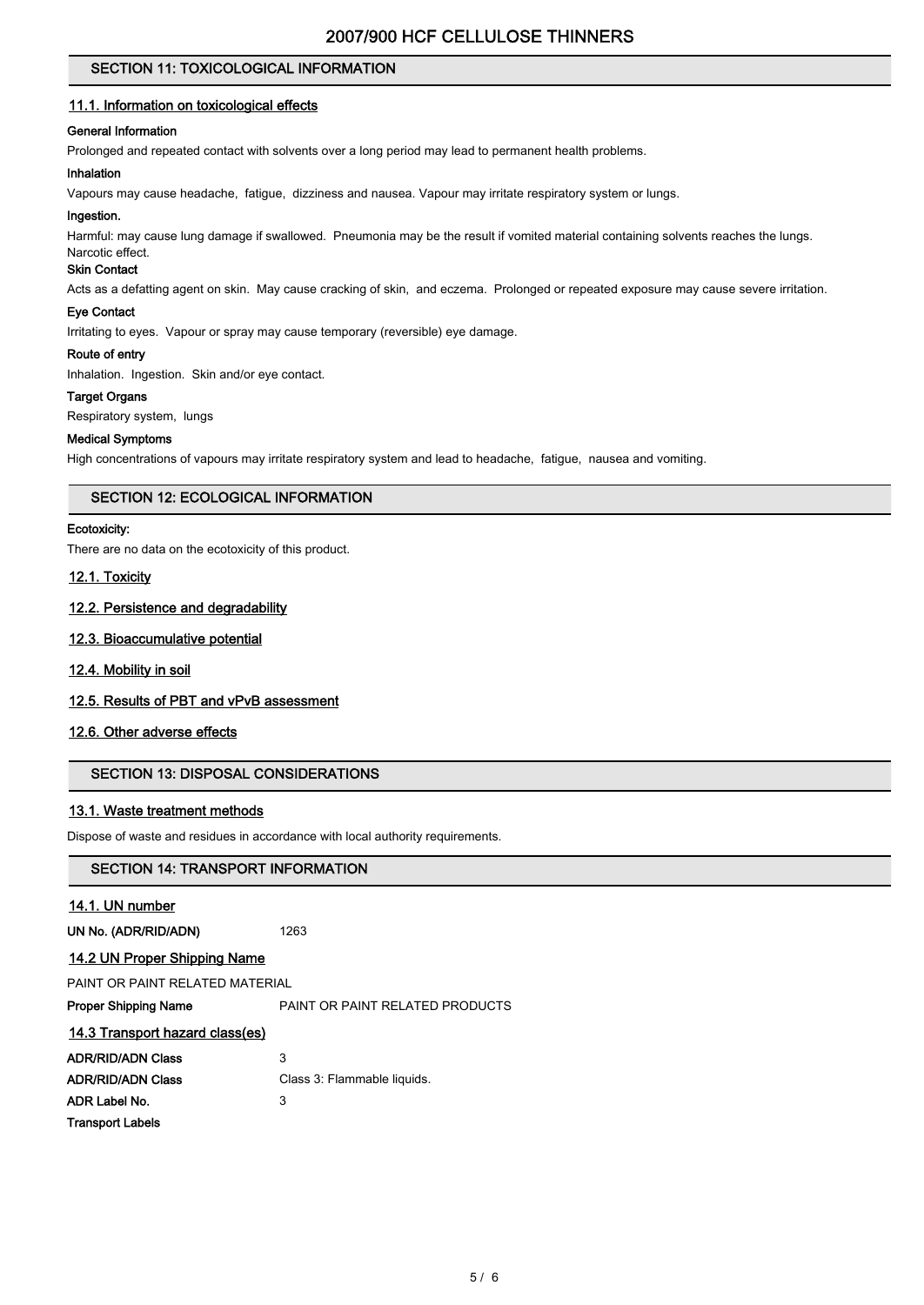## SECTION 11: TOXICOLOGICAL INFORMATION

### 11.1. Information on toxicological effects

**General Information**

Prolonged and repeated contact with solvents over a long period may lead to permanent health problems.

**Inhalation**

Vapours may cause headache, fatigue, dizziness and nausea. Vapour may irritate respiratory system or lungs.

**Ingestion.**

Harmful: may cause lung damage if swallowed. Pneumonia may be the result if vomited material containing solvents reaches the lungs. Narcotic effect.

**Skin Contact**

Acts as a defatting agent on skin. May cause cracking of skin, and eczema. Prolonged or repeated exposure may cause severe irritation.

**Eye Contact**

Irritating to eyes. Vapour or spray may cause temporary (reversible) eye damage.

**Route of entry**

Inhalation. Ingestion. Skin and/or eye contact.

**Target Organs**

Respiratory system, lungs

**Medical Symptoms**

High concentrations of vapours may irritate respiratory system and lead to headache, fatigue, nausea and vomiting.

## SECTION 12: ECOLOGICAL INFORMATION

**Ecotoxicity:**

There are no data on the ecotoxicity of this product.

### 12.1. Toxicity

### 12.2. Persistence and degradability

### 12.3. Bioaccumulative potential

### 12.4. Mobility in soil

### 12.5. Results of PBT and vPvB assessment

### 12.6. Other adverse effects

## SECTION 13: DISPOSAL CONSIDERATIONS

### 13.1. Waste treatment methods

Dispose of waste and residues in accordance with local authority requirements.

## SECTION 14: TRANSPORT INFORMATION

### 14.1. UN number

**UN No. (ADR/RID/ADN)** 1263

### 14.2 UN Proper Shipping Name

PAINT OR PAINT RELATED MATERIAL

**Proper Shipping Name** PAINT OR PAINT RELATED PRODUCTS

### 14.3 Transport hazard class(es)

**ADR/RID/ADN Class** 3

**ADR/RID/ADN Class** Class 3: Flammable liquids.

**ADR Label No.** 3

**Transport Labels**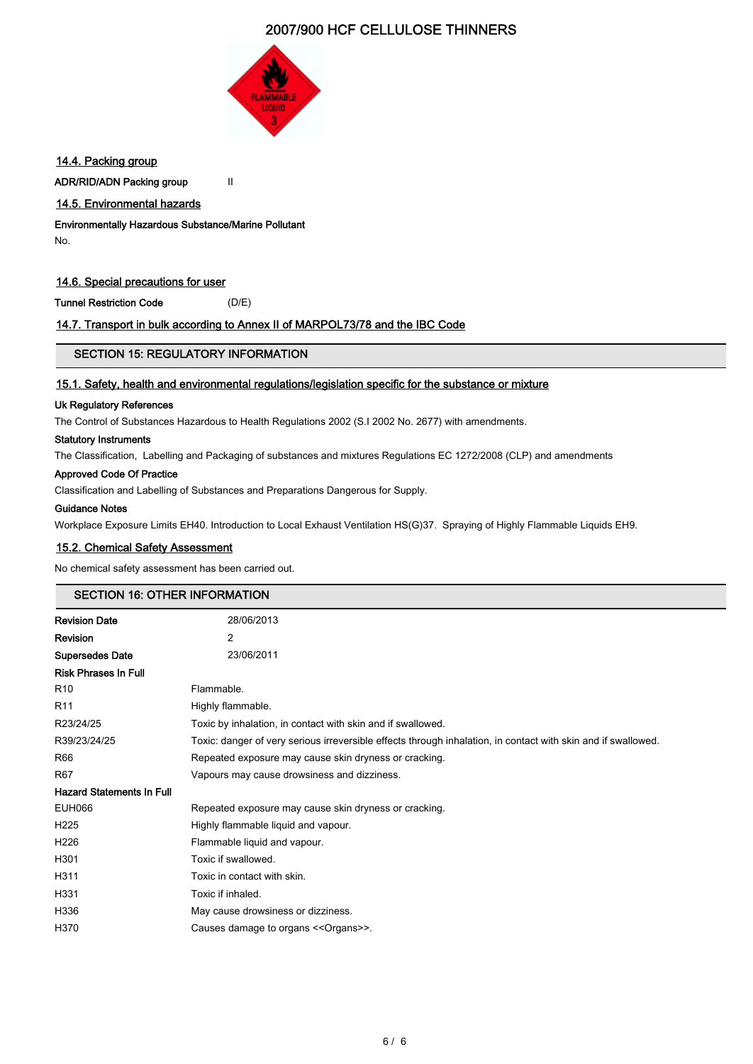### 14.4. Packing group

**ADR/RID/ADN Packing group** II

### 14.5. Environmental hazards

**Environmentally Hazardous Substance/Marine Pollutant**

No.

### 14.6. Special precautions for user

**Tunnel Restriction Code** (D/E)

### 14.7. Transport in bulk according to Annex II of MARPOL73/78 and the IBC Code

## SECTION 15: REGULATORY INFORMATION

### 15.1. Safety, health and environmental regulations/legislation specific for the substance or mixture

**Uk Regulatory References**

The Control of Substances Hazardous to Health Regulations 2002 (S.I 2002 No. 2677) with amendments.

**Statutory Instruments**

The Classification, Labelling and Packaging of substances and mixtures Regulations EC 1272/2008 (CLP) and amendments

**Approved Code Of Practice**

Classification and Labelling of Substances and Preparations Dangerous for Supply.

**Guidance Notes**

Workplace Exposure Limits EH40. Introduction to Local Exhaust Ventilation HS(G)37. Spraying of Highly Flammable Liquids EH9.

### 15.2. Chemical Safety Assessment

No chemical safety assessment has been carried out.

## SECTION 16: OTHER INFORMATION

**Revision Date** 28/06/2013

**Revision** 2

**Supersedes Date** 23/06/2011

**Risk Phrases In Full**

| | |
|---|---|
| R10 | Flammable. |
| R11 | Highly flammable. |
| R23/24/25 | Toxic by inhalation, in contact with skin and if swallowed. |
| R39/23/24/25 | Toxic: danger of very serious irreversible effects through inhalation, in contact with skin and if swallowed. |
| R66 | Repeated exposure may cause skin dryness or cracking. |
| R67 | Vapours may cause drowsiness and dizziness. |

**Hazard Statements In Full**

| | |
|---|---|
| EUH066 | Repeated exposure may cause skin dryness or cracking. |
| H225 | Highly flammable liquid and vapour. |
| H226 | Flammable liquid and vapour. |
| H301 | Toxic if swallowed. |
| H311 | Toxic in contact with skin. |
| H331 | Toxic if inhaled. |
| H336 | May cause drowsiness or dizziness. |
| H370 | Causes damage to organs <<Organs>>. |